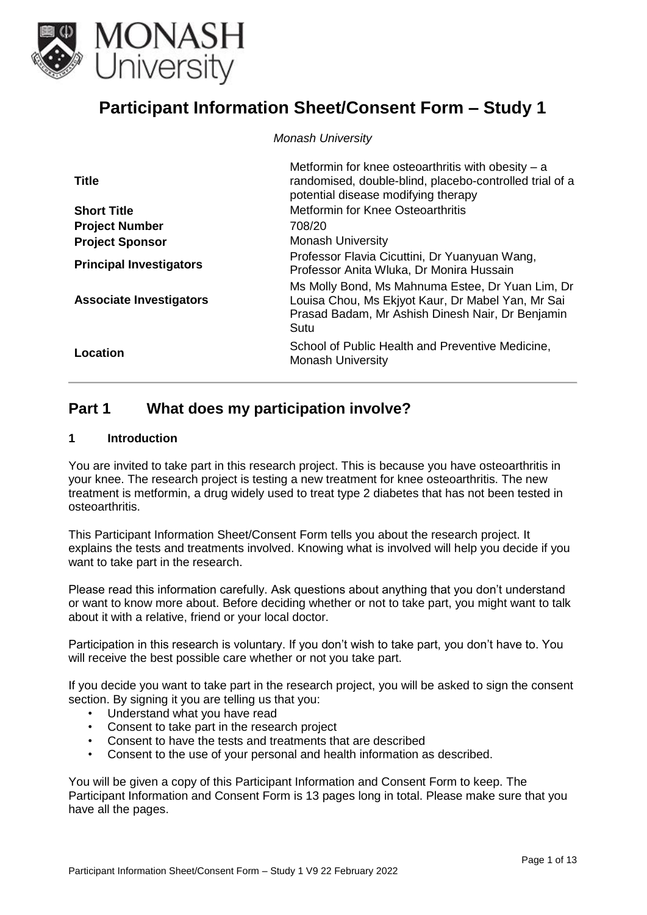# Participant Information Sheet/Consent Form – Study 1

*Monash University*

| | |
|---|---|
| **Title** | Metformin for knee osteoarthritis with obesity – a randomised, double-blind, placebo-controlled trial of a potential disease modifying therapy |
| **Short Title** | Metformin for Knee Osteoarthritis |
| **Project Number** | 708/20 |
| **Project Sponsor** | Monash University |
| **Principal Investigators** | Professor Flavia Cicuttini, Dr Yuanyuan Wang, Professor Anita Wluka, Dr Monira Hussain |
| **Associate Investigators** | Ms Molly Bond, Ms Mahnuma Estee, Dr Yuan Lim, Dr Louisa Chou, Ms Ekjyot Kaur, Dr Mabel Yan, Mr Sai Prasad Badam, Mr Ashish Dinesh Nair, Dr Benjamin Sutu |
| **Location** | School of Public Health and Preventive Medicine, Monash University |

## Part 1 What does my participation involve?

### 1 Introduction

You are invited to take part in this research project. This is because you have osteoarthritis in your knee. The research project is testing a new treatment for knee osteoarthritis. The new treatment is metformin, a drug widely used to treat type 2 diabetes that has not been tested in osteoarthritis.

This Participant Information Sheet/Consent Form tells you about the research project. It explains the tests and treatments involved. Knowing what is involved will help you decide if you want to take part in the research.

Please read this information carefully. Ask questions about anything that you don't understand or want to know more about. Before deciding whether or not to take part, you might want to talk about it with a relative, friend or your local doctor.

Participation in this research is voluntary. If you don't wish to take part, you don't have to. You will receive the best possible care whether or not you take part.

If you decide you want to take part in the research project, you will be asked to sign the consent section. By signing it you are telling us that you:

- Understand what you have read
- Consent to take part in the research project
- Consent to have the tests and treatments that are described
- Consent to the use of your personal and health information as described.

You will be given a copy of this Participant Information and Consent Form to keep. The Participant Information and Consent Form is 13 pages long in total. Please make sure that you have all the pages.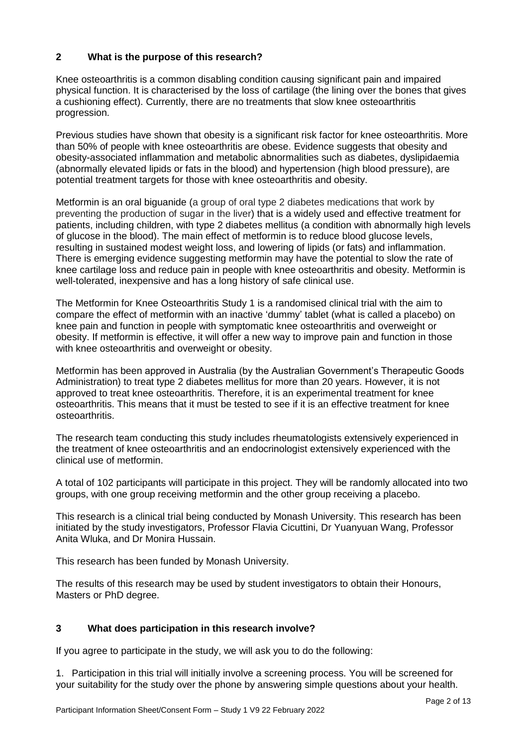## 2 What is the purpose of this research?

Knee osteoarthritis is a common disabling condition causing significant pain and impaired physical function. It is characterised by the loss of cartilage (the lining over the bones that gives a cushioning effect). Currently, there are no treatments that slow knee osteoarthritis progression.

Previous studies have shown that obesity is a significant risk factor for knee osteoarthritis. More than 50% of people with knee osteoarthritis are obese. Evidence suggests that obesity and obesity-associated inflammation and metabolic abnormalities such as diabetes, dyslipidaemia (abnormally elevated lipids or fats in the blood) and hypertension (high blood pressure), are potential treatment targets for those with knee osteoarthritis and obesity.

Metformin is an oral biguanide (a group of oral type 2 diabetes medications that work by preventing the production of sugar in the liver) that is a widely used and effective treatment for patients, including children, with type 2 diabetes mellitus (a condition with abnormally high levels of glucose in the blood). The main effect of metformin is to reduce blood glucose levels, resulting in sustained modest weight loss, and lowering of lipids (or fats) and inflammation. There is emerging evidence suggesting metformin may have the potential to slow the rate of knee cartilage loss and reduce pain in people with knee osteoarthritis and obesity. Metformin is well-tolerated, inexpensive and has a long history of safe clinical use.

The Metformin for Knee Osteoarthritis Study 1 is a randomised clinical trial with the aim to compare the effect of metformin with an inactive 'dummy' tablet (what is called a placebo) on knee pain and function in people with symptomatic knee osteoarthritis and overweight or obesity. If metformin is effective, it will offer a new way to improve pain and function in those with knee osteoarthritis and overweight or obesity.

Metformin has been approved in Australia (by the Australian Government's Therapeutic Goods Administration) to treat type 2 diabetes mellitus for more than 20 years. However, it is not approved to treat knee osteoarthritis. Therefore, it is an experimental treatment for knee osteoarthritis. This means that it must be tested to see if it is an effective treatment for knee osteoarthritis.

The research team conducting this study includes rheumatologists extensively experienced in the treatment of knee osteoarthritis and an endocrinologist extensively experienced with the clinical use of metformin.

A total of 102 participants will participate in this project. They will be randomly allocated into two groups, with one group receiving metformin and the other group receiving a placebo.

This research is a clinical trial being conducted by Monash University. This research has been initiated by the study investigators, Professor Flavia Cicuttini, Dr Yuanyuan Wang, Professor Anita Wluka, and Dr Monira Hussain.

This research has been funded by Monash University.

The results of this research may be used by student investigators to obtain their Honours, Masters or PhD degree.

## 3 What does participation in this research involve?

If you agree to participate in the study, we will ask you to do the following:

1. Participation in this trial will initially involve a screening process. You will be screened for your suitability for the study over the phone by answering simple questions about your health.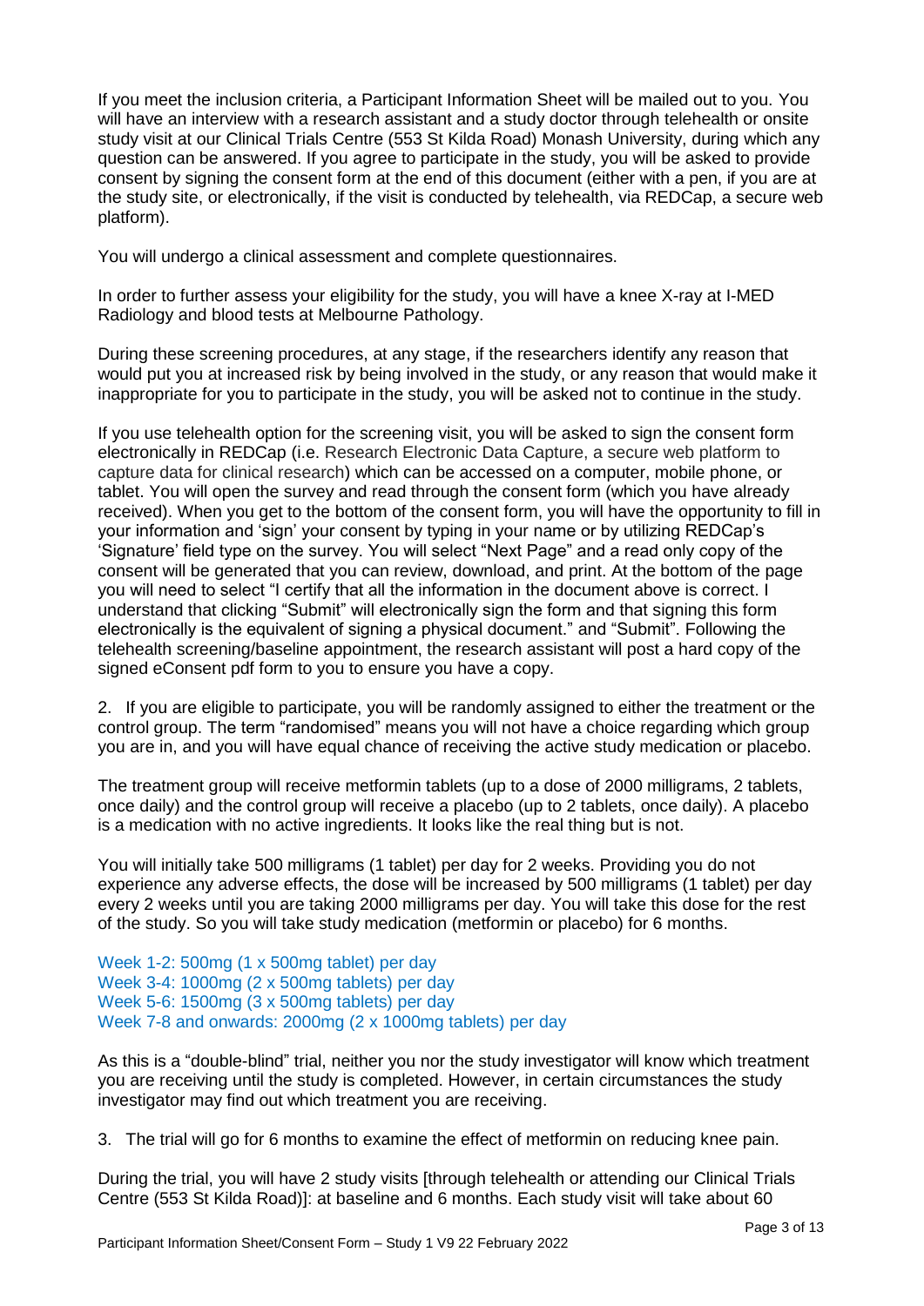If you meet the inclusion criteria, a Participant Information Sheet will be mailed out to you. You will have an interview with a research assistant and a study doctor through telehealth or onsite study visit at our Clinical Trials Centre (553 St Kilda Road) Monash University, during which any question can be answered. If you agree to participate in the study, you will be asked to provide consent by signing the consent form at the end of this document (either with a pen, if you are at the study site, or electronically, if the visit is conducted by telehealth, via REDCap, a secure web platform).

You will undergo a clinical assessment and complete questionnaires.

In order to further assess your eligibility for the study, you will have a knee X-ray at I-MED Radiology and blood tests at Melbourne Pathology.

During these screening procedures, at any stage, if the researchers identify any reason that would put you at increased risk by being involved in the study, or any reason that would make it inappropriate for you to participate in the study, you will be asked not to continue in the study.

If you use telehealth option for the screening visit, you will be asked to sign the consent form electronically in REDCap (i.e. Research Electronic Data Capture, a secure web platform to capture data for clinical research) which can be accessed on a computer, mobile phone, or tablet. You will open the survey and read through the consent form (which you have already received). When you get to the bottom of the consent form, you will have the opportunity to fill in your information and 'sign' your consent by typing in your name or by utilizing REDCap's 'Signature' field type on the survey. You will select "Next Page" and a read only copy of the consent will be generated that you can review, download, and print. At the bottom of the page you will need to select "I certify that all the information in the document above is correct. I understand that clicking "Submit" will electronically sign the form and that signing this form electronically is the equivalent of signing a physical document." and "Submit". Following the telehealth screening/baseline appointment, the research assistant will post a hard copy of the signed eConsent pdf form to you to ensure you have a copy.

2. If you are eligible to participate, you will be randomly assigned to either the treatment or the control group. The term "randomised" means you will not have a choice regarding which group you are in, and you will have equal chance of receiving the active study medication or placebo.

The treatment group will receive metformin tablets (up to a dose of 2000 milligrams, 2 tablets, once daily) and the control group will receive a placebo (up to 2 tablets, once daily). A placebo is a medication with no active ingredients. It looks like the real thing but is not.

You will initially take 500 milligrams (1 tablet) per day for 2 weeks. Providing you do not experience any adverse effects, the dose will be increased by 500 milligrams (1 tablet) per day every 2 weeks until you are taking 2000 milligrams per day. You will take this dose for the rest of the study. So you will take study medication (metformin or placebo) for 6 months.

Week 1-2: 500mg (1 x 500mg tablet) per day
Week 3-4: 1000mg (2 x 500mg tablets) per day
Week 5-6: 1500mg (3 x 500mg tablets) per day
Week 7-8 and onwards: 2000mg (2 x 1000mg tablets) per day

As this is a "double-blind" trial, neither you nor the study investigator will know which treatment you are receiving until the study is completed. However, in certain circumstances the study investigator may find out which treatment you are receiving.

3. The trial will go for 6 months to examine the effect of metformin on reducing knee pain.

During the trial, you will have 2 study visits [through telehealth or attending our Clinical Trials Centre (553 St Kilda Road)]: at baseline and 6 months. Each study visit will take about 60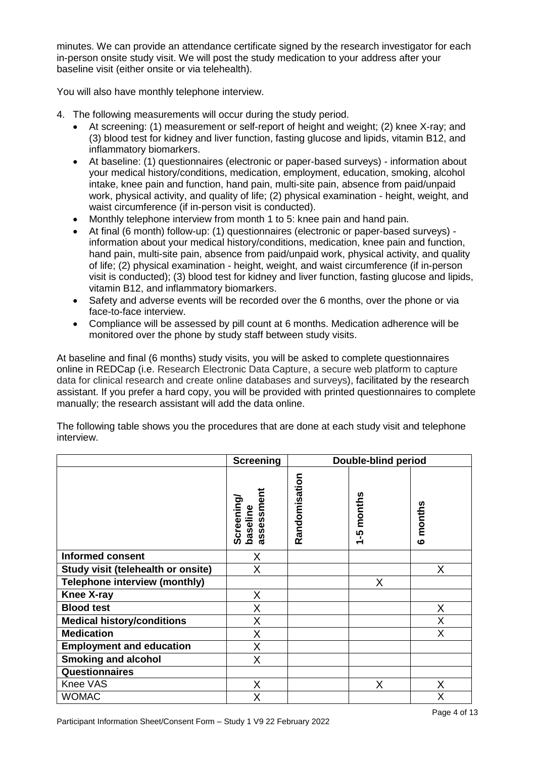minutes. We can provide an attendance certificate signed by the research investigator for each in-person onsite study visit. We will post the study medication to your address after your baseline visit (either onsite or via telehealth).

You will also have monthly telephone interview.

4. The following measurements will occur during the study period.
   - At screening: (1) measurement or self-report of height and weight; (2) knee X-ray; and (3) blood test for kidney and liver function, fasting glucose and lipids, vitamin B12, and inflammatory biomarkers.
   - At baseline: (1) questionnaires (electronic or paper-based surveys) - information about your medical history/conditions, medication, employment, education, smoking, alcohol intake, knee pain and function, hand pain, multi-site pain, absence from paid/unpaid work, physical activity, and quality of life; (2) physical examination - height, weight, and waist circumference (if in-person visit is conducted).
   - Monthly telephone interview from month 1 to 5: knee pain and hand pain.
   - At final (6 month) follow-up: (1) questionnaires (electronic or paper-based surveys) - information about your medical history/conditions, medication, knee pain and function, hand pain, multi-site pain, absence from paid/unpaid work, physical activity, and quality of life; (2) physical examination - height, weight, and waist circumference (if in-person visit is conducted); (3) blood test for kidney and liver function, fasting glucose and lipids, vitamin B12, and inflammatory biomarkers.
   - Safety and adverse events will be recorded over the 6 months, over the phone or via face-to-face interview.
   - Compliance will be assessed by pill count at 6 months. Medication adherence will be monitored over the phone by study staff between study visits.

At baseline and final (6 months) study visits, you will be asked to complete questionnaires online in REDCap (i.e. Research Electronic Data Capture, a secure web platform to capture data for clinical research and create online databases and surveys), facilitated by the research assistant. If you prefer a hard copy, you will be provided with printed questionnaires to complete manually; the research assistant will add the data online.

The following table shows you the procedures that are done at each study visit and telephone interview.

| | Screening | Double-blind period | | |
|---|---|---|---|---|
| | **Screening/ baseline assessment** | **Randomisation** | **1-5 months** | **6 months** |
| **Informed consent** | X | | | |
| **Study visit (telehealth or onsite)** | X | | | X |
| **Telephone interview (monthly)** | | | X | |
| **Knee X-ray** | X | | | |
| **Blood test** | X | | | X |
| **Medical history/conditions** | X | | | X |
| **Medication** | X | | | X |
| **Employment and education** | X | | | |
| **Smoking and alcohol** | X | | | |
| **Questionnaires** | | | | |
| Knee VAS | X | | X | X |
| WOMAC | X | | | X |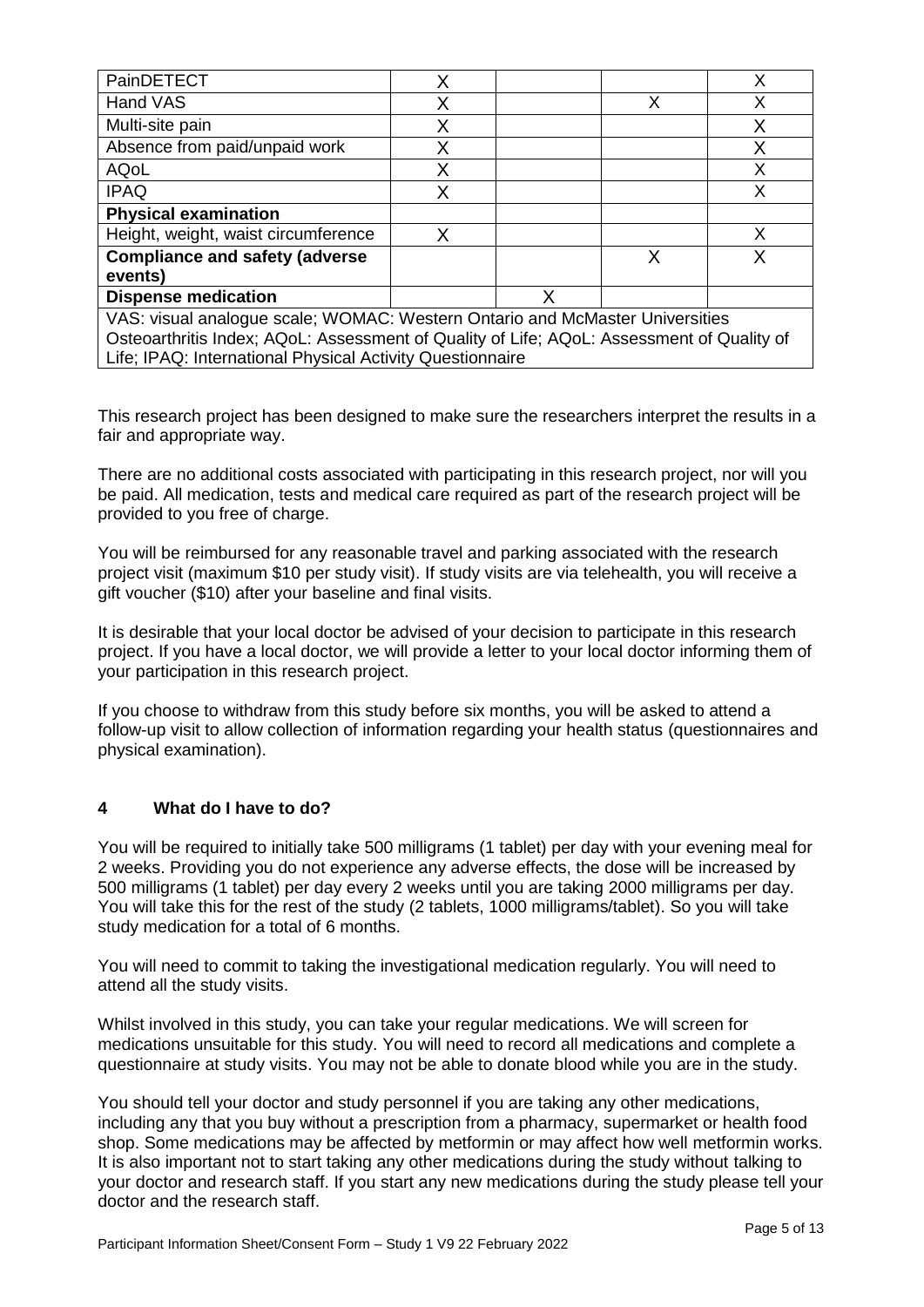| | | | | |
|---|---|---|---|---|
| PainDETECT | X | | | X |
| Hand VAS | X | | X | X |
| Multi-site pain | X | | | X |
| Absence from paid/unpaid work | X | | | X |
| AQoL | X | | | X |
| IPAQ | X | | | X |
| **Physical examination** | | | | |
| Height, weight, waist circumference | X | | | X |
| **Compliance and safety (adverse events)** | | | X | X |
| **Dispense medication** | | X | | |

VAS: visual analogue scale; WOMAC: Western Ontario and McMaster Universities Osteoarthritis Index; AQoL: Assessment of Quality of Life; AQoL: Assessment of Quality of Life; IPAQ: International Physical Activity Questionnaire

This research project has been designed to make sure the researchers interpret the results in a fair and appropriate way.

There are no additional costs associated with participating in this research project, nor will you be paid. All medication, tests and medical care required as part of the research project will be provided to you free of charge.

You will be reimbursed for any reasonable travel and parking associated with the research project visit (maximum $10 per study visit). If study visits are via telehealth, you will receive a gift voucher ($10) after your baseline and final visits.

It is desirable that your local doctor be advised of your decision to participate in this research project. If you have a local doctor, we will provide a letter to your local doctor informing them of your participation in this research project.

If you choose to withdraw from this study before six months, you will be asked to attend a follow-up visit to allow collection of information regarding your health status (questionnaires and physical examination).

## 4 What do I have to do?

You will be required to initially take 500 milligrams (1 tablet) per day with your evening meal for 2 weeks. Providing you do not experience any adverse effects, the dose will be increased by 500 milligrams (1 tablet) per day every 2 weeks until you are taking 2000 milligrams per day. You will take this for the rest of the study (2 tablets, 1000 milligrams/tablet). So you will take study medication for a total of 6 months.

You will need to commit to taking the investigational medication regularly. You will need to attend all the study visits.

Whilst involved in this study, you can take your regular medications. We will screen for medications unsuitable for this study. You will need to record all medications and complete a questionnaire at study visits. You may not be able to donate blood while you are in the study.

You should tell your doctor and study personnel if you are taking any other medications, including any that you buy without a prescription from a pharmacy, supermarket or health food shop. Some medications may be affected by metformin or may affect how well metformin works. It is also important not to start taking any other medications during the study without talking to your doctor and research staff. If you start any new medications during the study please tell your doctor and the research staff.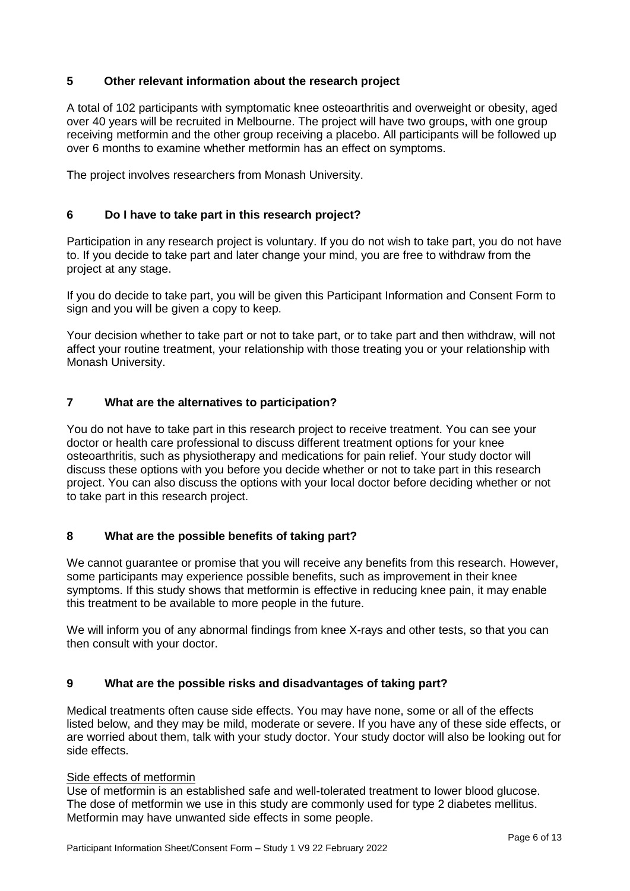## 5 Other relevant information about the research project

A total of 102 participants with symptomatic knee osteoarthritis and overweight or obesity, aged over 40 years will be recruited in Melbourne. The project will have two groups, with one group receiving metformin and the other group receiving a placebo. All participants will be followed up over 6 months to examine whether metformin has an effect on symptoms.

The project involves researchers from Monash University.

## 6 Do I have to take part in this research project?

Participation in any research project is voluntary. If you do not wish to take part, you do not have to. If you decide to take part and later change your mind, you are free to withdraw from the project at any stage.

If you do decide to take part, you will be given this Participant Information and Consent Form to sign and you will be given a copy to keep.

Your decision whether to take part or not to take part, or to take part and then withdraw, will not affect your routine treatment, your relationship with those treating you or your relationship with Monash University.

## 7 What are the alternatives to participation?

You do not have to take part in this research project to receive treatment. You can see your doctor or health care professional to discuss different treatment options for your knee osteoarthritis, such as physiotherapy and medications for pain relief. Your study doctor will discuss these options with you before you decide whether or not to take part in this research project. You can also discuss the options with your local doctor before deciding whether or not to take part in this research project.

## 8 What are the possible benefits of taking part?

We cannot guarantee or promise that you will receive any benefits from this research. However, some participants may experience possible benefits, such as improvement in their knee symptoms. If this study shows that metformin is effective in reducing knee pain, it may enable this treatment to be available to more people in the future.

We will inform you of any abnormal findings from knee X-rays and other tests, so that you can then consult with your doctor.

## 9 What are the possible risks and disadvantages of taking part?

Medical treatments often cause side effects. You may have none, some or all of the effects listed below, and they may be mild, moderate or severe. If you have any of these side effects, or are worried about them, talk with your study doctor. Your study doctor will also be looking out for side effects.

Side effects of metformin

Use of metformin is an established safe and well-tolerated treatment to lower blood glucose. The dose of metformin we use in this study are commonly used for type 2 diabetes mellitus. Metformin may have unwanted side effects in some people.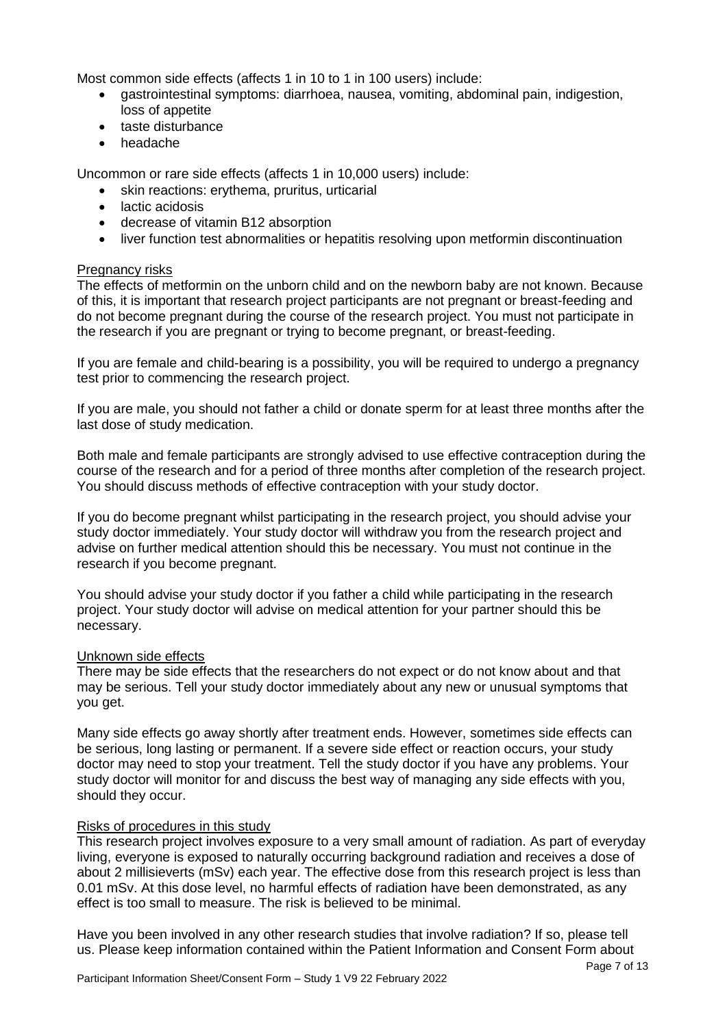Most common side effects (affects 1 in 10 to 1 in 100 users) include:

- gastrointestinal symptoms: diarrhoea, nausea, vomiting, abdominal pain, indigestion, loss of appetite
- taste disturbance
- headache

Uncommon or rare side effects (affects 1 in 10,000 users) include:

- skin reactions: erythema, pruritus, urticarial
- lactic acidosis
- decrease of vitamin B12 absorption
- liver function test abnormalities or hepatitis resolving upon metformin discontinuation

Pregnancy risks

The effects of metformin on the unborn child and on the newborn baby are not known. Because of this, it is important that research project participants are not pregnant or breast-feeding and do not become pregnant during the course of the research project. You must not participate in the research if you are pregnant or trying to become pregnant, or breast-feeding.

If you are female and child-bearing is a possibility, you will be required to undergo a pregnancy test prior to commencing the research project.

If you are male, you should not father a child or donate sperm for at least three months after the last dose of study medication.

Both male and female participants are strongly advised to use effective contraception during the course of the research and for a period of three months after completion of the research project. You should discuss methods of effective contraception with your study doctor.

If you do become pregnant whilst participating in the research project, you should advise your study doctor immediately. Your study doctor will withdraw you from the research project and advise on further medical attention should this be necessary. You must not continue in the research if you become pregnant.

You should advise your study doctor if you father a child while participating in the research project. Your study doctor will advise on medical attention for your partner should this be necessary.

Unknown side effects

There may be side effects that the researchers do not expect or do not know about and that may be serious. Tell your study doctor immediately about any new or unusual symptoms that you get.

Many side effects go away shortly after treatment ends. However, sometimes side effects can be serious, long lasting or permanent. If a severe side effect or reaction occurs, your study doctor may need to stop your treatment. Tell the study doctor if you have any problems. Your study doctor will monitor for and discuss the best way of managing any side effects with you, should they occur.

Risks of procedures in this study

This research project involves exposure to a very small amount of radiation. As part of everyday living, everyone is exposed to naturally occurring background radiation and receives a dose of about 2 millisieverts (mSv) each year. The effective dose from this research project is less than 0.01 mSv. At this dose level, no harmful effects of radiation have been demonstrated, as any effect is too small to measure. The risk is believed to be minimal.

Have you been involved in any other research studies that involve radiation? If so, please tell us. Please keep information contained within the Patient Information and Consent Form about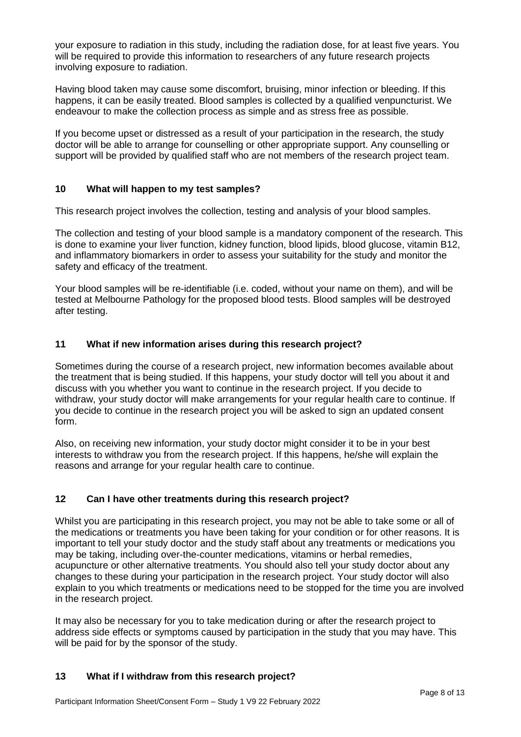your exposure to radiation in this study, including the radiation dose, for at least five years. You will be required to provide this information to researchers of any future research projects involving exposure to radiation.

Having blood taken may cause some discomfort, bruising, minor infection or bleeding. If this happens, it can be easily treated. Blood samples is collected by a qualified venpuncturist. We endeavour to make the collection process as simple and as stress free as possible.

If you become upset or distressed as a result of your participation in the research, the study doctor will be able to arrange for counselling or other appropriate support. Any counselling or support will be provided by qualified staff who are not members of the research project team.

## 10 What will happen to my test samples?

This research project involves the collection, testing and analysis of your blood samples.

The collection and testing of your blood sample is a mandatory component of the research. This is done to examine your liver function, kidney function, blood lipids, blood glucose, vitamin B12, and inflammatory biomarkers in order to assess your suitability for the study and monitor the safety and efficacy of the treatment.

Your blood samples will be re-identifiable (i.e. coded, without your name on them), and will be tested at Melbourne Pathology for the proposed blood tests. Blood samples will be destroyed after testing.

## 11 What if new information arises during this research project?

Sometimes during the course of a research project, new information becomes available about the treatment that is being studied. If this happens, your study doctor will tell you about it and discuss with you whether you want to continue in the research project. If you decide to withdraw, your study doctor will make arrangements for your regular health care to continue. If you decide to continue in the research project you will be asked to sign an updated consent form.

Also, on receiving new information, your study doctor might consider it to be in your best interests to withdraw you from the research project. If this happens, he/she will explain the reasons and arrange for your regular health care to continue.

## 12 Can I have other treatments during this research project?

Whilst you are participating in this research project, you may not be able to take some or all of the medications or treatments you have been taking for your condition or for other reasons. It is important to tell your study doctor and the study staff about any treatments or medications you may be taking, including over-the-counter medications, vitamins or herbal remedies, acupuncture or other alternative treatments. You should also tell your study doctor about any changes to these during your participation in the research project. Your study doctor will also explain to you which treatments or medications need to be stopped for the time you are involved in the research project.

It may also be necessary for you to take medication during or after the research project to address side effects or symptoms caused by participation in the study that you may have. This will be paid for by the sponsor of the study.

## 13 What if I withdraw from this research project?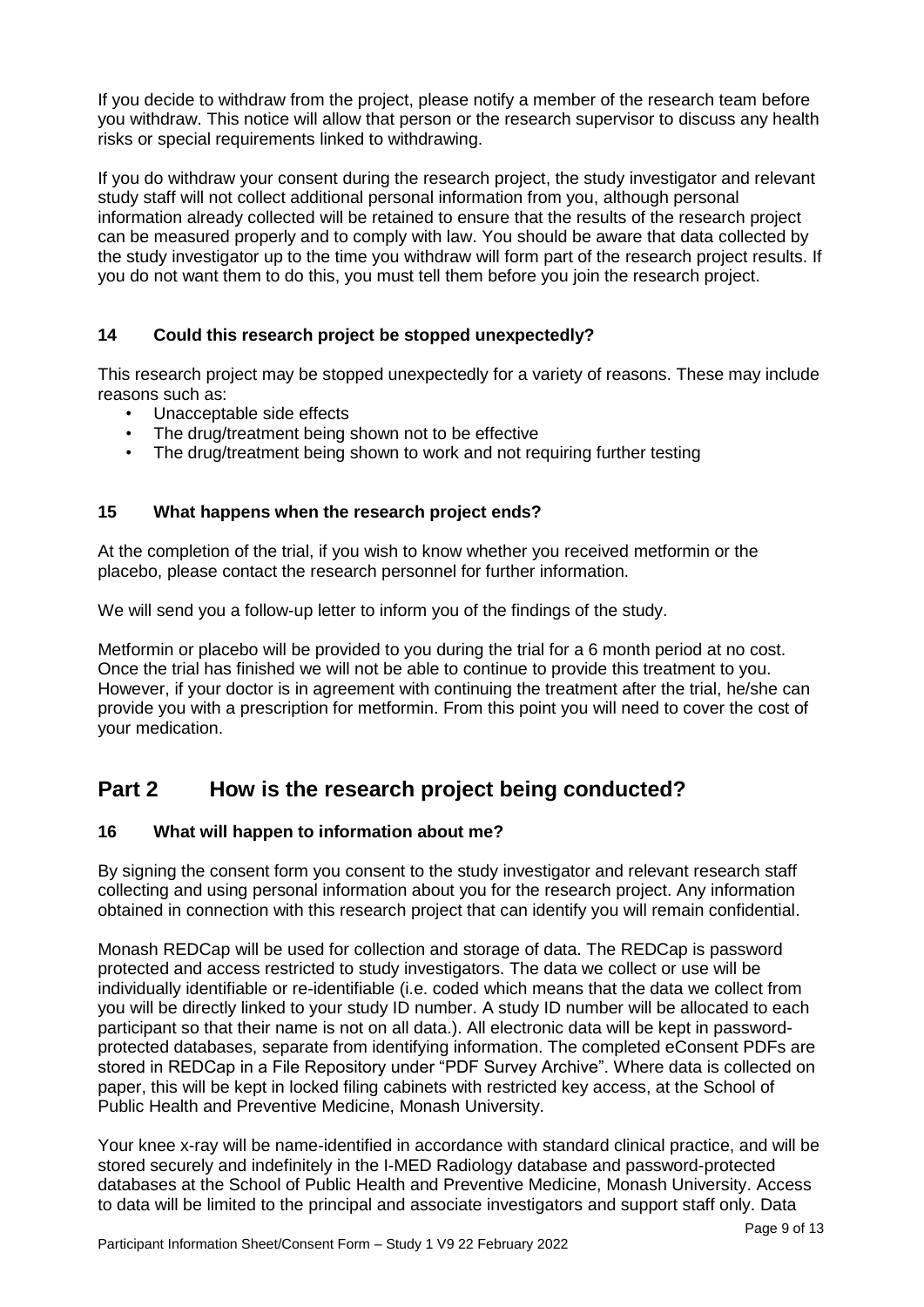If you decide to withdraw from the project, please notify a member of the research team before you withdraw. This notice will allow that person or the research supervisor to discuss any health risks or special requirements linked to withdrawing.

If you do withdraw your consent during the research project, the study investigator and relevant study staff will not collect additional personal information from you, although personal information already collected will be retained to ensure that the results of the research project can be measured properly and to comply with law. You should be aware that data collected by the study investigator up to the time you withdraw will form part of the research project results. If you do not want them to do this, you must tell them before you join the research project.

### 14 Could this research project be stopped unexpectedly?

This research project may be stopped unexpectedly for a variety of reasons. These may include reasons such as:

- Unacceptable side effects
- The drug/treatment being shown not to be effective
- The drug/treatment being shown to work and not requiring further testing

### 15 What happens when the research project ends?

At the completion of the trial, if you wish to know whether you received metformin or the placebo, please contact the research personnel for further information.

We will send you a follow-up letter to inform you of the findings of the study.

Metformin or placebo will be provided to you during the trial for a 6 month period at no cost. Once the trial has finished we will not be able to continue to provide this treatment to you. However, if your doctor is in agreement with continuing the treatment after the trial, he/she can provide you with a prescription for metformin. From this point you will need to cover the cost of your medication.

## Part 2 How is the research project being conducted?

### 16 What will happen to information about me?

By signing the consent form you consent to the study investigator and relevant research staff collecting and using personal information about you for the research project. Any information obtained in connection with this research project that can identify you will remain confidential.

Monash REDCap will be used for collection and storage of data. The REDCap is password protected and access restricted to study investigators. The data we collect or use will be individually identifiable or re-identifiable (i.e. coded which means that the data we collect from you will be directly linked to your study ID number. A study ID number will be allocated to each participant so that their name is not on all data.). All electronic data will be kept in password-protected databases, separate from identifying information. The completed eConsent PDFs are stored in REDCap in a File Repository under "PDF Survey Archive". Where data is collected on paper, this will be kept in locked filing cabinets with restricted key access, at the School of Public Health and Preventive Medicine, Monash University.

Your knee x-ray will be name-identified in accordance with standard clinical practice, and will be stored securely and indefinitely in the I-MED Radiology database and password-protected databases at the School of Public Health and Preventive Medicine, Monash University. Access to data will be limited to the principal and associate investigators and support staff only. Data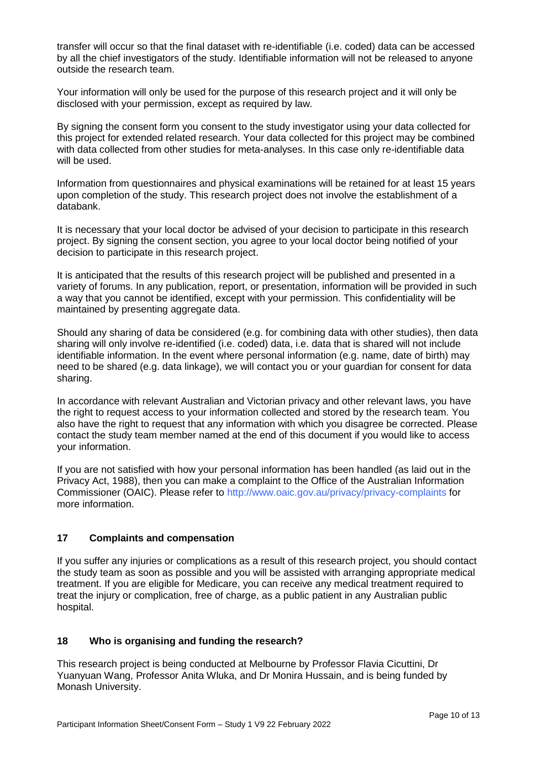transfer will occur so that the final dataset with re-identifiable (i.e. coded) data can be accessed by all the chief investigators of the study. Identifiable information will not be released to anyone outside the research team.

Your information will only be used for the purpose of this research project and it will only be disclosed with your permission, except as required by law.

By signing the consent form you consent to the study investigator using your data collected for this project for extended related research. Your data collected for this project may be combined with data collected from other studies for meta-analyses. In this case only re-identifiable data will be used.

Information from questionnaires and physical examinations will be retained for at least 15 years upon completion of the study. This research project does not involve the establishment of a databank.

It is necessary that your local doctor be advised of your decision to participate in this research project. By signing the consent section, you agree to your local doctor being notified of your decision to participate in this research project.

It is anticipated that the results of this research project will be published and presented in a variety of forums. In any publication, report, or presentation, information will be provided in such a way that you cannot be identified, except with your permission. This confidentiality will be maintained by presenting aggregate data.

Should any sharing of data be considered (e.g. for combining data with other studies), then data sharing will only involve re-identified (i.e. coded) data, i.e. data that is shared will not include identifiable information. In the event where personal information (e.g. name, date of birth) may need to be shared (e.g. data linkage), we will contact you or your guardian for consent for data sharing.

In accordance with relevant Australian and Victorian privacy and other relevant laws, you have the right to request access to your information collected and stored by the research team. You also have the right to request that any information with which you disagree be corrected. Please contact the study team member named at the end of this document if you would like to access your information.

If you are not satisfied with how your personal information has been handled (as laid out in the Privacy Act, 1988), then you can make a complaint to the Office of the Australian Information Commissioner (OAIC). Please refer to http://www.oaic.gov.au/privacy/privacy-complaints for more information.

## 17 Complaints and compensation

If you suffer any injuries or complications as a result of this research project, you should contact the study team as soon as possible and you will be assisted with arranging appropriate medical treatment. If you are eligible for Medicare, you can receive any medical treatment required to treat the injury or complication, free of charge, as a public patient in any Australian public hospital.

## 18 Who is organising and funding the research?

This research project is being conducted at Melbourne by Professor Flavia Cicuttini, Dr Yuanyuan Wang, Professor Anita Wluka, and Dr Monira Hussain, and is being funded by Monash University.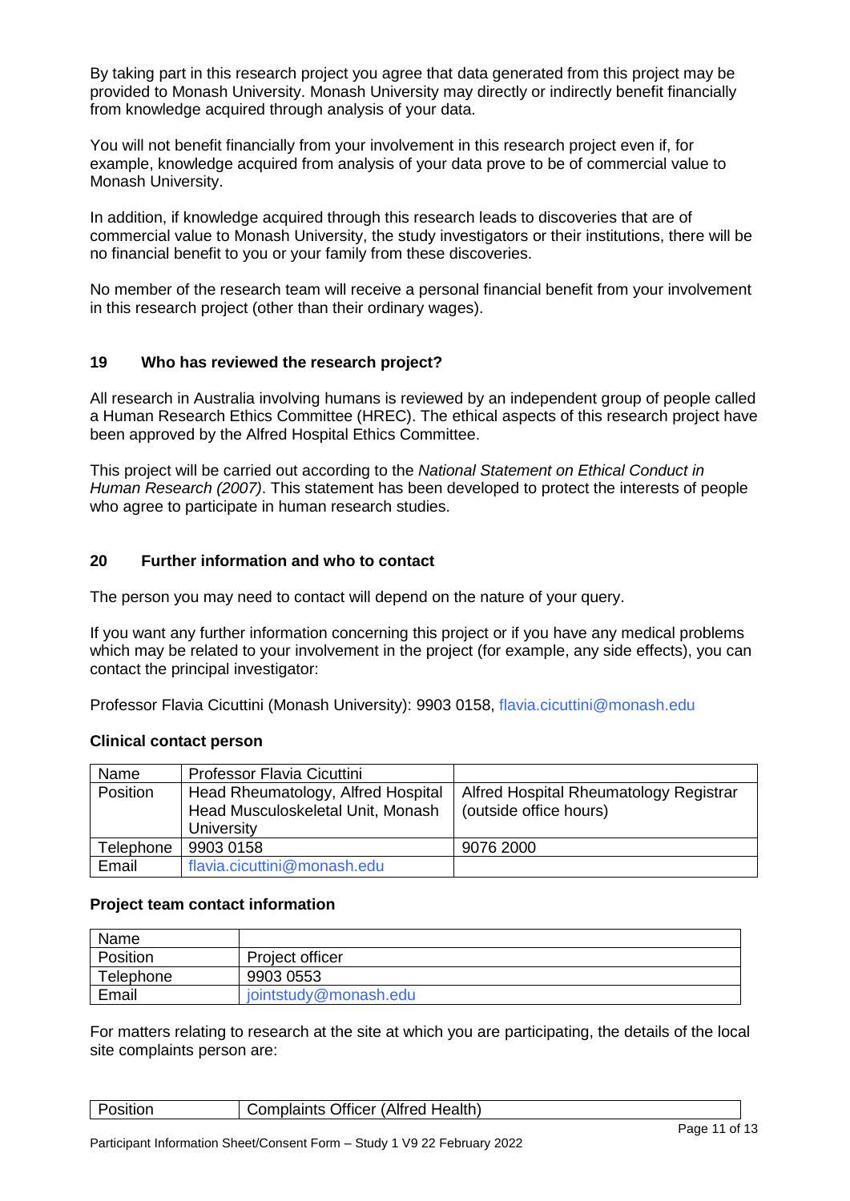By taking part in this research project you agree that data generated from this project may be provided to Monash University. Monash University may directly or indirectly benefit financially from knowledge acquired through analysis of your data.

You will not benefit financially from your involvement in this research project even if, for example, knowledge acquired from analysis of your data prove to be of commercial value to Monash University.

In addition, if knowledge acquired through this research leads to discoveries that are of commercial value to Monash University, the study investigators or their institutions, there will be no financial benefit to you or your family from these discoveries.

No member of the research team will receive a personal financial benefit from your involvement in this research project (other than their ordinary wages).

## 19 Who has reviewed the research project?

All research in Australia involving humans is reviewed by an independent group of people called a Human Research Ethics Committee (HREC). The ethical aspects of this research project have been approved by the Alfred Hospital Ethics Committee.

This project will be carried out according to the *National Statement on Ethical Conduct in Human Research (2007)*. This statement has been developed to protect the interests of people who agree to participate in human research studies.

## 20 Further information and who to contact

The person you may need to contact will depend on the nature of your query.

If you want any further information concerning this project or if you have any medical problems which may be related to your involvement in the project (for example, any side effects), you can contact the principal investigator:

Professor Flavia Cicuttini (Monash University): 9903 0158, flavia.cicuttini@monash.edu

**Clinical contact person**

| Name | Professor Flavia Cicuttini | |
|---|---|---|
| Position | Head Rheumatology, Alfred Hospital Head Musculoskeletal Unit, Monash University | Alfred Hospital Rheumatology Registrar (outside office hours) |
| Telephone | 9903 0158 | 9076 2000 |
| Email | flavia.cicuttini@monash.edu | |

**Project team contact information**

| Name | |
|---|---|
| Position | Project officer |
| Telephone | 9903 0553 |
| Email | jointstudy@monash.edu |

For matters relating to research at the site at which you are participating, the details of the local site complaints person are:

| Position | Complaints Officer (Alfred Health) |
|---|---|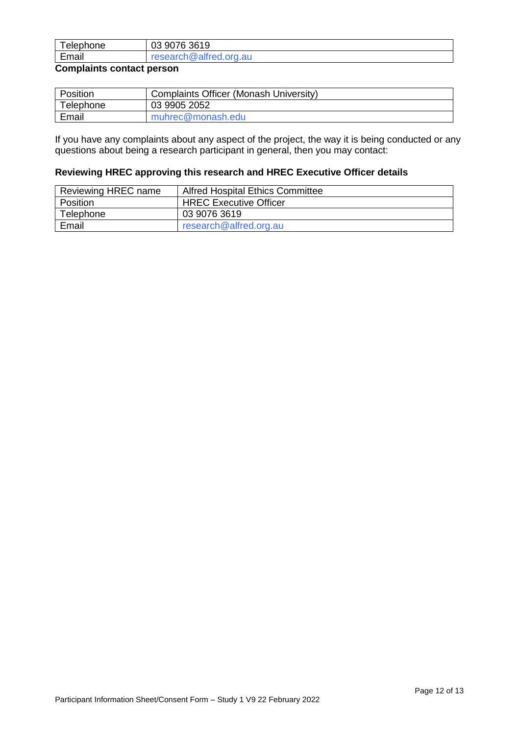| Telephone | 03 9076 3619 |
|---|---|
| Email | research@alfred.org.au |

**Complaints contact person**

| Position | Complaints Officer (Monash University) |
|---|---|
| Telephone | 03 9905 2052 |
| Email | muhrec@monash.edu |

If you have any complaints about any aspect of the project, the way it is being conducted or any questions about being a research participant in general, then you may contact:

**Reviewing HREC approving this research and HREC Executive Officer details**

| Reviewing HREC name | Alfred Hospital Ethics Committee |
|---|---|
| Position | HREC Executive Officer |
| Telephone | 03 9076 3619 |
| Email | research@alfred.org.au |

Participant Information Sheet/Consent Form – Study 1 V9 22 February 2022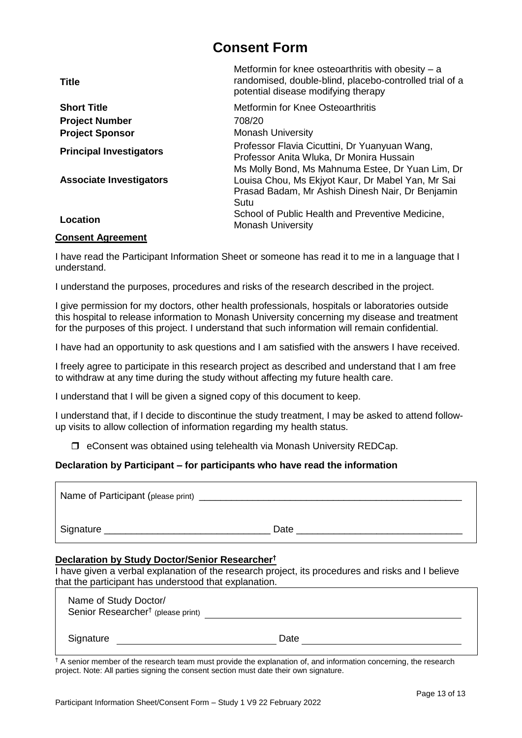# Consent Form

| | |
|---|---|
| **Title** | Metformin for knee osteoarthritis with obesity – a randomised, double-blind, placebo-controlled trial of a potential disease modifying therapy |
| **Short Title** | Metformin for Knee Osteoarthritis |
| **Project Number** | 708/20 |
| **Project Sponsor** | Monash University |
| **Principal Investigators** | Professor Flavia Cicuttini, Dr Yuanyuan Wang, Professor Anita Wluka, Dr Monira Hussain |
| **Associate Investigators** | Ms Molly Bond, Ms Mahnuma Estee, Dr Yuan Lim, Dr Louisa Chou, Ms Ekjyot Kaur, Dr Mabel Yan, Mr Sai Prasad Badam, Mr Ashish Dinesh Nair, Dr Benjamin Sutu |
| **Location** | School of Public Health and Preventive Medicine, Monash University |

**Consent Agreement**

I have read the Participant Information Sheet or someone has read it to me in a language that I understand.

I understand the purposes, procedures and risks of the research described in the project.

I give permission for my doctors, other health professionals, hospitals or laboratories outside this hospital to release information to Monash University concerning my disease and treatment for the purposes of this project. I understand that such information will remain confidential.

I have had an opportunity to ask questions and I am satisfied with the answers I have received.

I freely agree to participate in this research project as described and understand that I am free to withdraw at any time during the study without affecting my future health care.

I understand that I will be given a signed copy of this document to keep.

I understand that, if I decide to discontinue the study treatment, I may be asked to attend follow-up visits to allow collection of information regarding my health status.

- ☐ eConsent was obtained using telehealth via Monash University REDCap.

### Declaration by Participant – for participants who have read the information

Name of Participant (please print) ____________________________________________

Signature ______________________________ Date ______________________________

**Declaration by Study Doctor/Senior Researcher†**

I have given a verbal explanation of the research project, its procedures and risks and I believe that the participant has understood that explanation.

Name of Study Doctor/
Senior Researcher† (please print) ____________________________________________

Signature ______________________________ Date ______________________________

† A senior member of the research team must provide the explanation of, and information concerning, the research project. Note: All parties signing the consent section must date their own signature.

Participant Information Sheet/Consent Form – Study 1 V9 22 February 2022